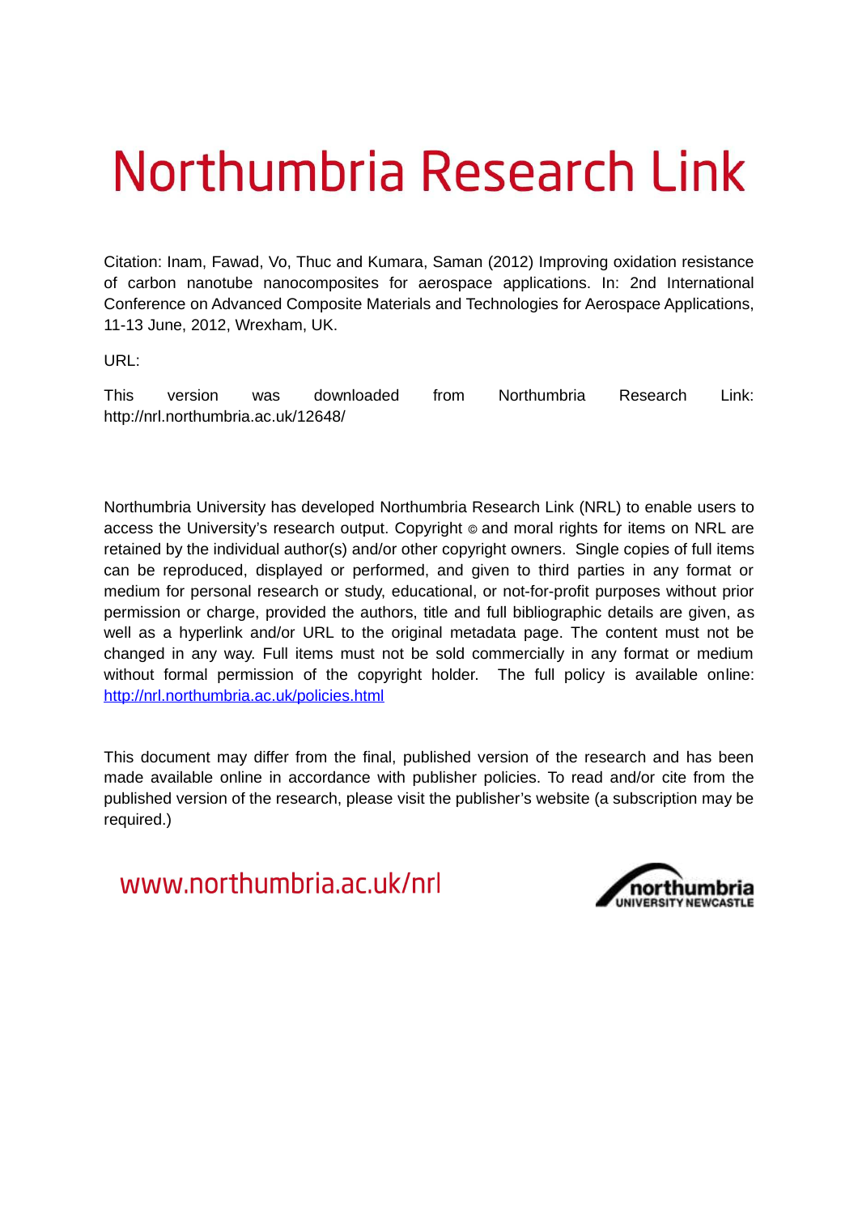# Northumbria Research Link

Citation: Inam, Fawad, Vo, Thuc and Kumara, Saman (2012) Improving oxidation resistance of carbon nanotube nanocomposites for aerospace applications. In: 2nd International Conference on Advanced Composite Materials and Technologies for Aerospace Applications, 11-13 June, 2012, Wrexham, UK.

URL:

This version was downloaded from Northumbria Research Link: http://nrl.northumbria.ac.uk/12648/

Northumbria University has developed Northumbria Research Link (NRL) to enable users to access the University's research output. Copyright © and moral rights for items on NRL are retained by the individual author(s) and/or other copyright owners. Single copies of full items can be reproduced, displayed or performed, and given to third parties in any format or medium for personal research or study, educational, or not-for-profit purposes without prior permission or charge, provided the authors, title and full bibliographic details are given, as well as a hyperlink and/or URL to the original metadata page. The content must not be changed in any way. Full items must not be sold commercially in any format or medium without formal permission of the copyright holder. The full policy is available online: http://nrl.northumbria.ac.uk/policies.html

This document may differ from the final, published version of the research and has been made available online in accordance with publisher policies. To read and/or cite from the published version of the research, please visit the publisher's website (a subscription may be required.)

www.northumbria.ac.uk/nrl

northumbria UNIVERSITY NEWCASTLE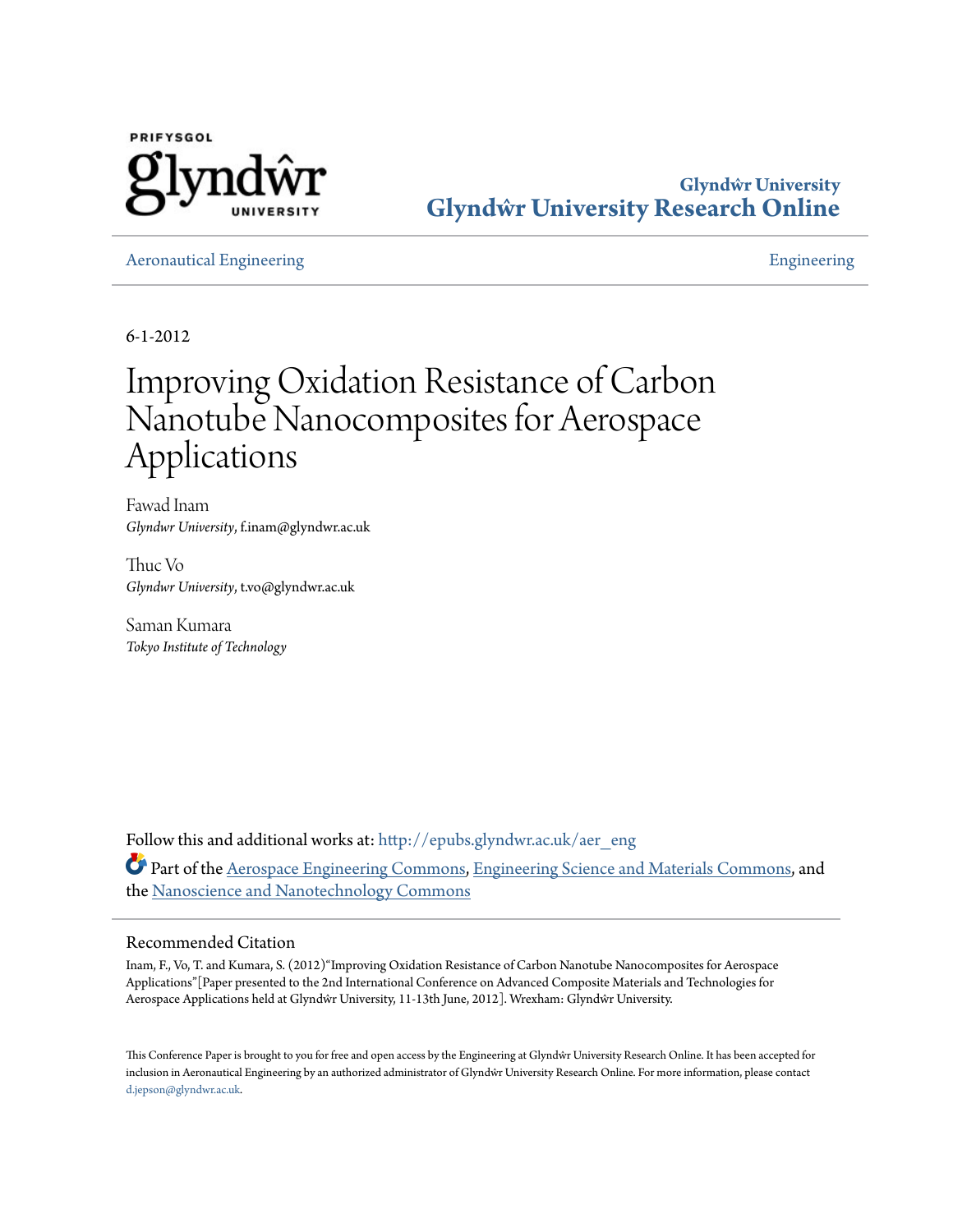Glyndŵr University

# Glyndŵr University Research Online

Aeronautical Engineering

Engineering

6-1-2012

# Improving Oxidation Resistance of Carbon Nanotube Nanocomposites for Aerospace Applications

Fawad Inam
*Glyndwr University*, f.inam@glyndwr.ac.uk

Thuc Vo
*Glyndwr University*, t.vo@glyndwr.ac.uk

Saman Kumara
*Tokyo Institute of Technology*

Follow this and additional works at: http://epubs.glyndwr.ac.uk/aer_eng

Part of the Aerospace Engineering Commons, Engineering Science and Materials Commons, and the Nanoscience and Nanotechnology Commons

## Recommended Citation

Inam, F., Vo, T. and Kumara, S. (2012)"Improving Oxidation Resistance of Carbon Nanotube Nanocomposites for Aerospace Applications"[Paper presented to the 2nd International Conference on Advanced Composite Materials and Technologies for Aerospace Applications held at Glyndŵr University, 11-13th June, 2012]. Wrexham: Glyndŵr University.

This Conference Paper is brought to you for free and open access by the Engineering at Glyndŵr University Research Online. It has been accepted for inclusion in Aeronautical Engineering by an authorized administrator of Glyndŵr University Research Online. For more information, please contact d.jepson@glyndwr.ac.uk.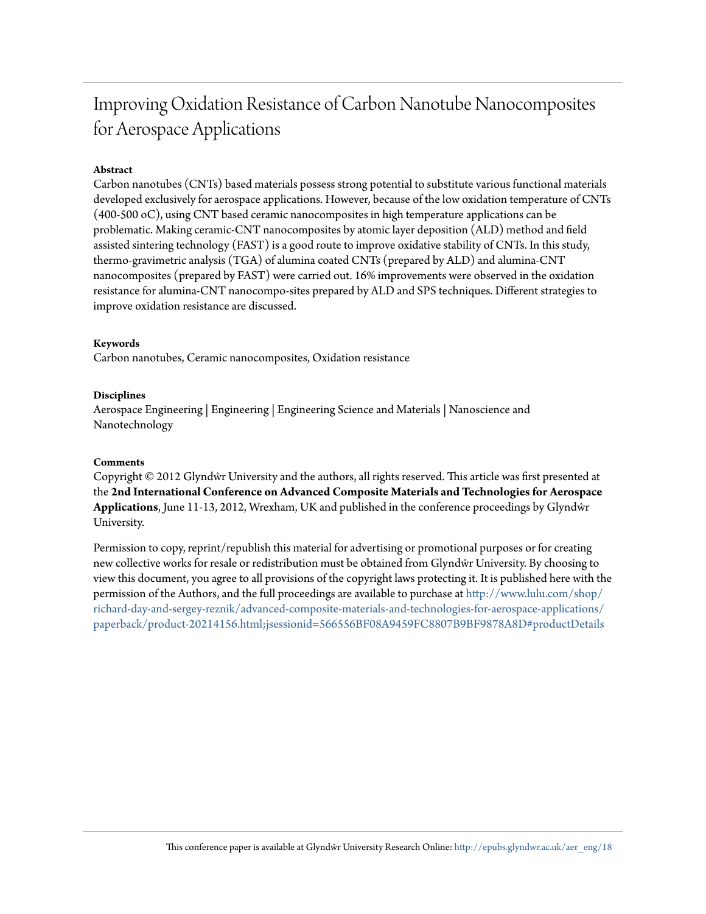# Improving Oxidation Resistance of Carbon Nanotube Nanocomposites for Aerospace Applications

**Abstract**

Carbon nanotubes (CNTs) based materials possess strong potential to substitute various functional materials developed exclusively for aerospace applications. However, because of the low oxidation temperature of CNTs (400-500 oC), using CNT based ceramic nanocomposites in high temperature applications can be problematic. Making ceramic-CNT nanocomposites by atomic layer deposition (ALD) method and field assisted sintering technology (FAST) is a good route to improve oxidative stability of CNTs. In this study, thermo-gravimetric analysis (TGA) of alumina coated CNTs (prepared by ALD) and alumina-CNT nanocomposites (prepared by FAST) were carried out. 16% improvements were observed in the oxidation resistance for alumina-CNT nanocompo-sites prepared by ALD and SPS techniques. Different strategies to improve oxidation resistance are discussed.

**Keywords**

Carbon nanotubes, Ceramic nanocomposites, Oxidation resistance

**Disciplines**

Aerospace Engineering | Engineering | Engineering Science and Materials | Nanoscience and Nanotechnology

**Comments**

Copyright © 2012 Glyndŵr University and the authors, all rights reserved. This article was first presented at the **2nd International Conference on Advanced Composite Materials and Technologies for Aerospace Applications**, June 11-13, 2012, Wrexham, UK and published in the conference proceedings by Glyndŵr University.

Permission to copy, reprint/republish this material for advertising or promotional purposes or for creating new collective works for resale or redistribution must be obtained from Glyndŵr University. By choosing to view this document, you agree to all provisions of the copyright laws protecting it. It is published here with the permission of the Authors, and the full proceedings are available to purchase at http://www.lulu.com/shop/richard-day-and-sergey-reznik/advanced-composite-materials-and-technologies-for-aerospace-applications/paperback/product-20214156.html;jsessionid=566556BF08A9459FC8807B9BF9878A8D#productDetails

This conference paper is available at Glyndŵr University Research Online: http://epubs.glyndwr.ac.uk/aer_eng/18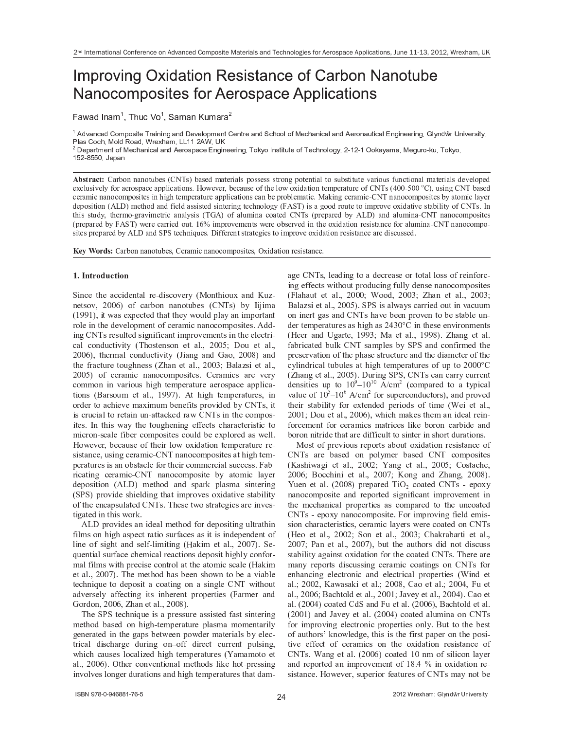# Improving Oxidation Resistance of Carbon Nanotube Nanocomposites for Aerospace Applications

Fawad Inam[1], Thuc Vo[1], Saman Kumara[2]

[1] Advanced Composite Training and Development Centre and School of Mechanical and Aeronautical Engineering, Glyndŵr University, Plas Coch, Mold Road, Wrexham, LL11 2AW, UK

[2] Department of Mechanical and Aerospace Engineering, Tokyo Institute of Technology, 2-12-1 Ookayama, Meguro-ku, Tokyo, 152-8550, Japan

**Abstract:** Carbon nanotubes (CNTs) based materials possess strong potential to substitute various functional materials developed exclusively for aerospace applications. However, because of the low oxidation temperature of CNTs (400-500 °C), using CNT based ceramic nanocomposites in high temperature applications can be problematic. Making ceramic-CNT nanocomposites by atomic layer deposition (ALD) method and field assisted sintering technology (FAST) is a good route to improve oxidative stability of CNTs. In this study, thermo-gravimetric analysis (TGA) of alumina coated CNTs (prepared by ALD) and alumina-CNT nanocomposites (prepared by FAST) were carried out. 16% improvements were observed in the oxidation resistance for alumina-CNT nanocomposites prepared by ALD and SPS techniques. Different strategies to improve oxidation resistance are discussed.

**Key Words:** Carbon nanotubes, Ceramic nanocomposites, Oxidation resistance.

## 1. Introduction

Since the accidental re-discovery (Monthioux and Kuznetsov, 2006) of carbon nanotubes (CNTs) by Iijima (1991), it was expected that they would play an important role in the development of ceramic nanocomposites. Adding CNTs resulted significant improvements in the electrical conductivity (Thostenson et al., 2005; Dou et al., 2006), thermal conductivity (Jiang and Gao, 2008) and the fracture toughness (Zhan et al., 2003; Balazsi et al., 2005) of ceramic nanocomposites. Ceramics are very common in various high temperature aerospace applications (Barsoum et al., 1997). At high temperatures, in order to achieve maximum benefits provided by CNTs, it is crucial to retain un-attacked raw CNTs in the composites. In this way the toughening effects characteristic to micron-scale fiber composites could be explored as well. However, because of their low oxidation temperature resistance, using ceramic-CNT nanocomposites at high temperatures is an obstacle for their commercial success. Fabricating ceramic-CNT nanocomposite by atomic layer deposition (ALD) method and spark plasma sintering (SPS) provide shielding that improves oxidative stability of the encapsulated CNTs. These two strategies are investigated in this work.

ALD provides an ideal method for depositing ultrathin films on high aspect ratio surfaces as it is independent of line of sight and self-limiting (Hakim et al., 2007). Sequential surface chemical reactions deposit highly conformal films with precise control at the atomic scale (Hakim et al., 2007). The method has been shown to be a viable technique to deposit a coating on a single CNT without adversely affecting its inherent properties (Farmer and Gordon, 2006, Zhan et al., 2008).

The SPS technique is a pressure assisted fast sintering method based on high-temperature plasma momentarily generated in the gaps between powder materials by electrical discharge during on–off direct current pulsing, which causes localized high temperatures (Yamamoto et al., 2006). Other conventional methods like hot-pressing involves longer durations and high temperatures that damage CNTs, leading to a decrease or total loss of reinforcing effects without producing fully dense nanocomposites (Flahaut et al., 2000; Wood, 2003; Zhan et al., 2003; Balazsi et al., 2005). SPS is always carried out in vacuum on inert gas and CNTs have been proven to be stable under temperatures as high as 2430°C in these environments (Heer and Ugarte, 1993; Ma et al., 1998). Zhang et al. fabricated bulk CNT samples by SPS and confirmed the preservation of the phase structure and the diameter of the cylindrical tubules at high temperatures of up to 2000°C (Zhang et al., 2005). During SPS, CNTs can carry current densities up to $10^9$–$10^{10}$ A/cm$^2$ (compared to a typical value of $10^5$–$10^6$ A/cm$^2$ for superconductors), and proved their stability for extended periods of time (Wei et al., 2001; Dou et al., 2006), which makes them an ideal reinforcement for ceramics matrices like boron carbide and boron nitride that are difficult to sinter in short durations.

Most of previous reports about oxidation resistance of CNTs are based on polymer based CNT composites (Kashiwagi et al., 2002; Yang et al., 2005; Costache, 2006; Bocchini et al., 2007; Kong and Zhang, 2008). Yuen et al. (2008) prepared $TiO_2$ coated CNTs - epoxy nanocomposite and reported significant improvement in the mechanical properties as compared to the uncoated CNTs - epoxy nanocomposite. For improving field emission characteristics, ceramic layers were coated on CNTs (Heo et al., 2002; Son et al., 2003; Chakrabarti et al., 2007; Pan et al., 2007), but the authors did not discuss stability against oxidation for the coated CNTs. There are many reports discussing ceramic coatings on CNTs for enhancing electronic and electrical properties (Wind et al.; 2002, Kawasaki et al.; 2008, Cao et al.; 2004, Fu et al., 2006; Bachtold et al., 2001; Javey et al., 2004). Cao et al. (2004) coated CdS and Fu et al. (2006), Bachtold et al. (2001) and Javey et al. (2004) coated alumina on CNTs for improving electronic properties only. But to the best of authors' knowledge, this is the first paper on the positive effect of ceramics on the oxidation resistance of CNTs. Wang et al. (2006) coated 10 nm of silicon layer and reported an improvement of 18.4 % in oxidation resistance. However, superior features of CNTs may not be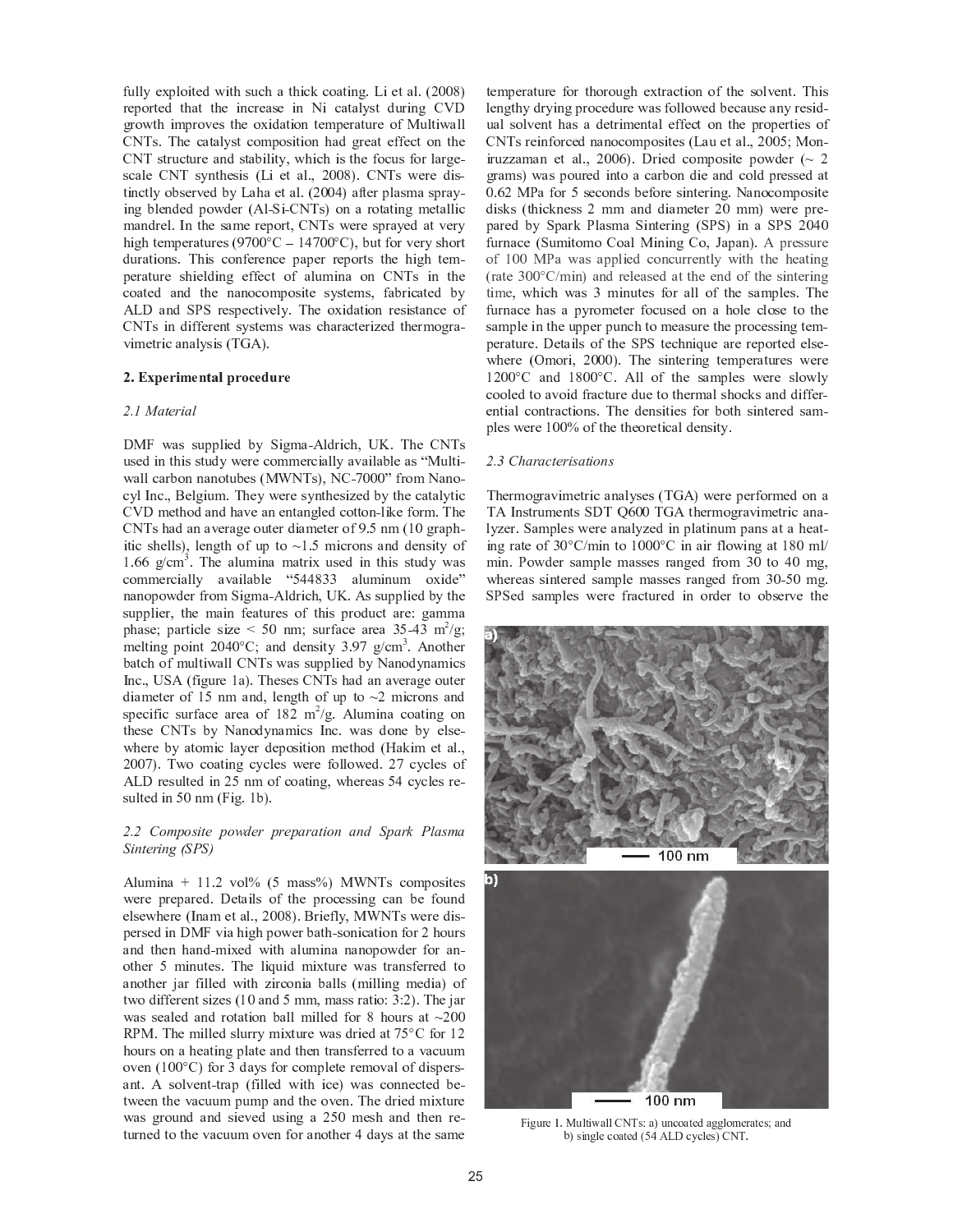fully exploited with such a thick coating. Li et al. (2008) reported that the increase in Ni catalyst during CVD growth improves the oxidation temperature of Multiwall CNTs. The catalyst composition had great effect on the CNT structure and stability, which is the focus for large-scale CNT synthesis (Li et al., 2008). CNTs were distinctly observed by Laha et al. (2004) after plasma spraying blended powder (Al-Si-CNTs) on a rotating metallic mandrel. In the same report, CNTs were sprayed at very high temperatures (9700°C – 14700°C), but for very short durations. This conference paper reports the high temperature shielding effect of alumina on CNTs in the coated and the nanocomposite systems, fabricated by ALD and SPS respectively. The oxidation resistance of CNTs in different systems was characterized thermogravimetric analysis (TGA).

## 2. Experimental procedure

### *2.1 Material*

DMF was supplied by Sigma-Aldrich, UK. The CNTs used in this study were commercially available as "Multiwall carbon nanotubes (MWNTs), NC-7000" from Nanocyl Inc., Belgium. They were synthesized by the catalytic CVD method and have an entangled cotton-like form. The CNTs had an average outer diameter of 9.5 nm (10 graphitic shells), length of up to ~1.5 microns and density of 1.66 g/cm$^3$. The alumina matrix used in this study was commercially available "544833 aluminum oxide" nanopowder from Sigma-Aldrich, UK. As supplied by the supplier, the main features of this product are: gamma phase; particle size < 50 nm; surface area 35-43 m$^2$/g; melting point 2040°C; and density 3.97 g/cm$^3$. Another batch of multiwall CNTs was supplied by Nanodynamics Inc., USA (figure 1a). Theses CNTs had an average outer diameter of 15 nm and, length of up to ~2 microns and specific surface area of 182 m$^2$/g. Alumina coating on these CNTs by Nanodynamics Inc. was done by elsewhere by atomic layer deposition method (Hakim et al., 2007). Two coating cycles were followed. 27 cycles of ALD resulted in 25 nm of coating, whereas 54 cycles resulted in 50 nm (Fig. 1b).

### *2.2 Composite powder preparation and Spark Plasma Sintering (SPS)*

Alumina + 11.2 vol% (5 mass%) MWNTs composites were prepared. Details of the processing can be found elsewhere (Inam et al., 2008). Briefly, MWNTs were dispersed in DMF via high power bath-sonication for 2 hours and then hand-mixed with alumina nanopowder for another 5 minutes. The liquid mixture was transferred to another jar filled with zirconia balls (milling media) of two different sizes (10 and 5 mm, mass ratio: 3:2). The jar was sealed and rotation ball milled for 8 hours at ~200 RPM. The milled slurry mixture was dried at 75°C for 12 hours on a heating plate and then transferred to a vacuum oven (100°C) for 3 days for complete removal of dispersant. A solvent-trap (filled with ice) was connected between the vacuum pump and the oven. The dried mixture was ground and sieved using a 250 mesh and then returned to the vacuum oven for another 4 days at the same temperature for thorough extraction of the solvent. This lengthy drying procedure was followed because any residual solvent has a detrimental effect on the properties of CNTs reinforced nanocomposites (Lau et al., 2005; Moniruzzaman et al., 2006). Dried composite powder (~ 2 grams) was poured into a carbon die and cold pressed at 0.62 MPa for 5 seconds before sintering. Nanocomposite disks (thickness 2 mm and diameter 20 mm) were prepared by Spark Plasma Sintering (SPS) in a SPS 2040 furnace (Sumitomo Coal Mining Co, Japan). A pressure of 100 MPa was applied concurrently with the heating (rate 300°C/min) and released at the end of the sintering time, which was 3 minutes for all of the samples. The furnace has a pyrometer focused on a hole close to the sample in the upper punch to measure the processing temperature. Details of the SPS technique are reported elsewhere (Omori, 2000). The sintering temperatures were 1200°C and 1800°C. All of the samples were slowly cooled to avoid fracture due to thermal shocks and differential contractions. The densities for both sintered samples were 100% of the theoretical density.

### *2.3 Characterisations*

Thermogravimetric analyses (TGA) were performed on a TA Instruments SDT Q600 TGA thermogravimetric analyzer. Samples were analyzed in platinum pans at a heating rate of 30°C/min to 1000°C in air flowing at 180 ml/min. Powder sample masses ranged from 30 to 40 mg, whereas sintered sample masses ranged from 30-50 mg. SPSed samples were fractured in order to observe the

Figure 1. Multiwall CNTs: a) uncoated agglomerates; and b) single coated (54 ALD cycles) CNT.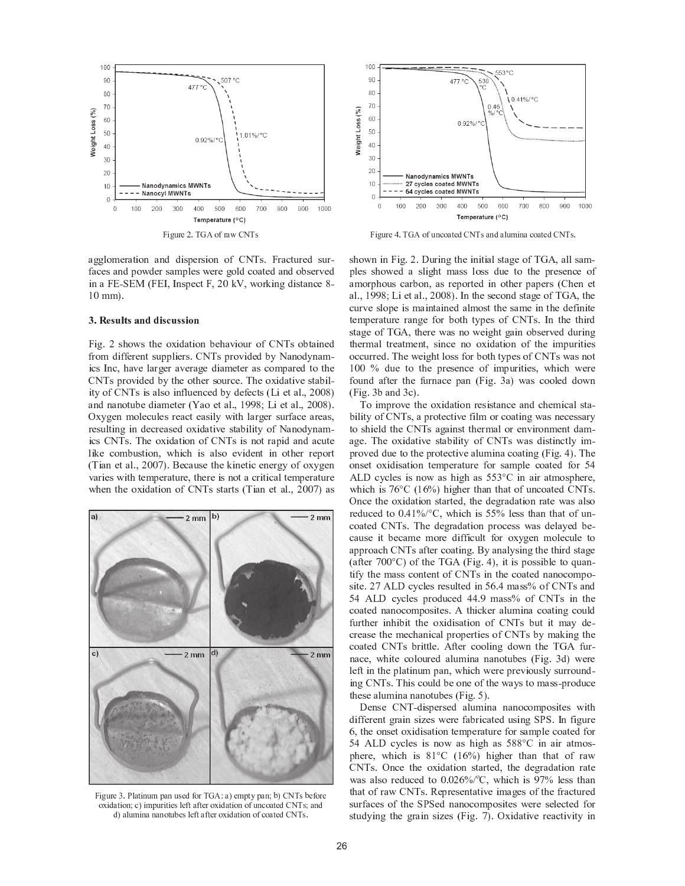Figure 2. TGA of raw CNTs

Figure 4. TGA of uncoated CNTs and alumina coated CNTs.

agglomeration and dispersion of CNTs. Fractured surfaces and powder samples were gold coated and observed in a FE-SEM (FEI, Inspect F, 20 kV, working distance 8-10 mm).

## 3. Results and discussion

Fig. 2 shows the oxidation behaviour of CNTs obtained from different suppliers. CNTs provided by Nanodynamics Inc, have larger average diameter as compared to the CNTs provided by the other source. The oxidative stability of CNTs is also influenced by defects (Li et al., 2008) and nanotube diameter (Yao et al., 1998; Li et al., 2008). Oxygen molecules react easily with larger surface areas, resulting in decreased oxidative stability of Nanodynamics CNTs. The oxidation of CNTs is not rapid and acute like combustion, which is also evident in other report (Tian et al., 2007). Because the kinetic energy of oxygen varies with temperature, there is not a critical temperature when the oxidation of CNTs starts (Tian et al., 2007) as shown in Fig. 2. During the initial stage of TGA, all samples showed a slight mass loss due to the presence of amorphous carbon, as reported in other papers (Chen et al., 1998; Li et al., 2008). In the second stage of TGA, the curve slope is maintained almost the same in the definite temperature range for both types of CNTs. In the third stage of TGA, there was no weight gain observed during thermal treatment, since no oxidation of the impurities occurred. The weight loss for both types of CNTs was not 100 % due to the presence of impurities, which were found after the furnace pan (Fig. 3a) was cooled down (Fig. 3b and 3c).

Figure 3. Platinum pan used for TGA: a) empty pan; b) CNTs before oxidation; c) impurities left after oxidation of uncoated CNTs; and d) alumina nanotubes left after oxidation of coated CNTs.

To improve the oxidation resistance and chemical stability of CNTs, a protective film or coating was necessary to shield the CNTs against thermal or environment damage. The oxidative stability of CNTs was distinctly improved due to the protective alumina coating (Fig. 4). The onset oxidisation temperature for sample coated for 54 ALD cycles is now as high as 553°C in air atmosphere, which is 76°C (16%) higher than that of uncoated CNTs. Once the oxidation started, the degradation rate was also reduced to 0.41%/°C, which is 55% less than that of uncoated CNTs. The degradation process was delayed because it became more difficult for oxygen molecule to approach CNTs after coating. By analysing the third stage (after 700°C) of the TGA (Fig. 4), it is possible to quantify the mass content of CNTs in the coated nanocomposite. 27 ALD cycles resulted in 56.4 mass% of CNTs and 54 ALD cycles produced 44.9 mass% of CNTs in the coated nanocomposites. A thicker alumina coating could further inhibit the oxidisation of CNTs but it may decrease the mechanical properties of CNTs by making the coated CNTs brittle. After cooling down the TGA furnace, white coloured alumina nanotubes (Fig. 3d) were left in the platinum pan, which were previously surrounding CNTs. This could be one of the ways to mass-produce these alumina nanotubes (Fig. 5).

Dense CNT-dispersed alumina nanocomposites with different grain sizes were fabricated using SPS. In figure 6, the onset oxidisation temperature for sample coated for 54 ALD cycles is now as high as 588°C in air atmosphere, which is 81°C (16%) higher than that of raw CNTs. Once the oxidation started, the degradation rate was also reduced to 0.026%/°C, which is 97% less than that of raw CNTs. Representative images of the fractured surfaces of the SPSed nanocomposites were selected for studying the grain sizes (Fig. 7). Oxidative reactivity in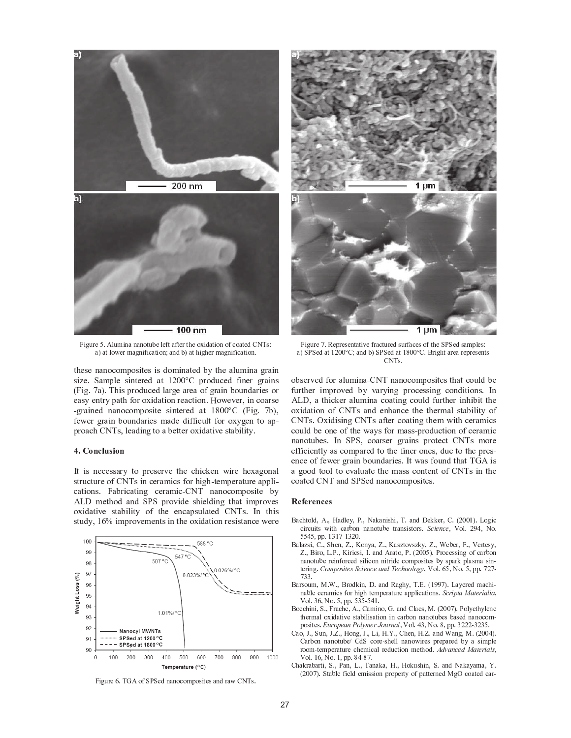Figure 5. Alumina nanotube left after the oxidation of coated CNTs: a) at lower magnification; and b) at higher magnification.

these nanocomposites is dominated by the alumina grain size. Sample sintered at 1200°C produced finer grains (Fig. 7a). This produced large area of grain boundaries or easy entry path for oxidation reaction. However, in coarse -grained nanocomposite sintered at 1800°C (Fig. 7b), fewer grain boundaries made difficult for oxygen to approach CNTs, leading to a better oxidative stability.

## 4. Conclusion

It is necessary to preserve the chicken wire hexagonal structure of CNTs in ceramics for high-temperature applications. Fabricating ceramic-CNT nanocomposite by ALD method and SPS provide shielding that improves oxidative stability of the encapsulated CNTs. In this study, 16% improvements in the oxidation resistance were

Figure 6. TGA of SPSed nanocomposites and raw CNTs.

Figure 7. Representative fractured surfaces of the SPSed samples: a) SPSed at 1200°C; and b) SPSed at 1800°C. Bright area represents CNTs.

observed for alumina-CNT nanocomposites that could be further improved by varying processing conditions. In ALD, a thicker alumina coating could further inhibit the oxidation of CNTs and enhance the thermal stability of CNTs. Oxidising CNTs after coating them with ceramics could be one of the ways for mass-production of ceramic nanotubes. In SPS, coarser grains protect CNTs more efficiently as compared to the finer ones, due to the presence of fewer grain boundaries. It was found that TGA is a good tool to evaluate the mass content of CNTs in the coated CNT and SPSed nanocomposites.

## References

Bachtold, A., Hadley, P., Nakanishi, T. and Dekker, C. (2001). Logic circuits with carbon nanotube transistors. *Science*, Vol. 294, No. 5545, pp. 1317-1320.

Balazsi, C., Shen, Z., Konya, Z., Kasztovszky, Z., Weber, F., Vertesy, Z., Biro, L.P., Kiricsi, I. and Arato, P. (2005). Processing of carbon nanotube reinforced silicon nitride composites by spark plasma sintering. *Composites Science and Technology*, Vol. 65, No. 5, pp. 727-733.

Barsoum, M.W., Brodkin, D. and Raghy, T.E. (1997). Layered machinable ceramics for high temperature applications. *Scripta Materialia*, Vol. 36, No. 5, pp. 535-541.

Bocchini, S., Frache, A., Camino, G. and Claes, M. (2007). Polyethylene thermal oxidative stabilisation in carbon nanotubes based nanocomposites. *European Polymer Journal*, Vol. 43, No. 8, pp. 3222-3235.

Cao, J., Sun, J.Z., Hong, J., Li, H.Y., Chen, H.Z. and Wang, M. (2004). Carbon nanotube/ CdS core-shell nanowires prepared by a simple room-temperature chemical reduction method. *Advanced Materials*, Vol. 16, No. 1, pp. 84-87.

Chakrabarti, S., Pan, L., Tanaka, H., Hokushin, S. and Nakayama, Y. (2007). Stable field emission property of patterned MgO coated car-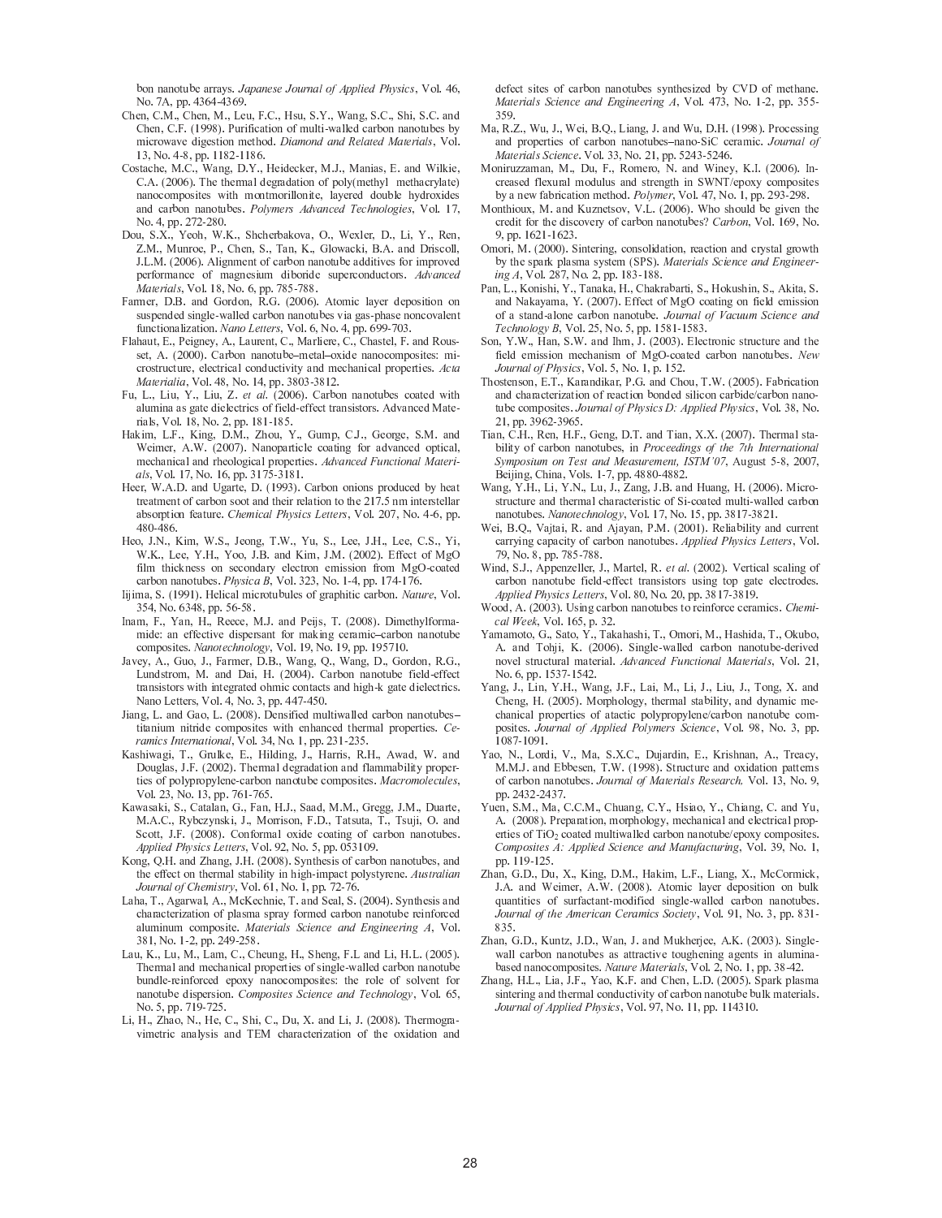bon nanotube arrays. *Japanese Journal of Applied Physics*, Vol. 46, No. 7A, pp. 4364-4369.

Chen, C.M., Chen, M., Leu, F.C., Hsu, S.Y., Wang, S.C., Shi, S.C. and Chen, C.F. (1998). Purification of multi-walled carbon nanotubes by microwave digestion method. *Diamond and Related Materials*, Vol. 13, No. 4-8, pp. 1182-1186.

Costache, M.C., Wang, D.Y., Heidecker, M.J., Manias, E. and Wilkie, C.A. (2006). The thermal degradation of poly(methyl methacrylate) nanocomposites with montmorillonite, layered double hydroxides and carbon nanotubes. *Polymers Advanced Technologies*, Vol. 17, No. 4, pp. 272-280.

Dou, S.X., Yeoh, W.K., Shcherbakova, O., Wexler, D., Li, Y., Ren, Z.M., Munroe, P., Chen, S., Tan, K., Glowacki, B.A. and Driscoll, J.L.M. (2006). Alignment of carbon nanotube additives for improved performance of magnesium diboride superconductors. *Advanced Materials*, Vol. 18, No. 6, pp. 785-788.

Farmer, D.B. and Gordon, R.G. (2006). Atomic layer deposition on suspended single-walled carbon nanotubes via gas-phase noncovalent functionalization. *Nano Letters*, Vol. 6, No. 4, pp. 699-703.

Flahaut, E., Peigney, A., Laurent, C., Marliere, C., Chastel, F. and Rousset, A. (2000). Carbon nanotube–metal–oxide nanocomposites: microstructure, electrical conductivity and mechanical properties. *Acta Materialia*, Vol. 48, No. 14, pp. 3803-3812.

Fu, L., Liu, Y., Liu, Z. *et al.* (2006). Carbon nanotubes coated with alumina as gate dielectrics of field-effect transistors. Advanced Materials, Vol. 18, No. 2, pp. 181-185.

Hakim, L.F., King, D.M., Zhou, Y., Gump, C.J., George, S.M. and Weimer, A.W. (2007). Nanoparticle coating for advanced optical, mechanical and rheological properties. *Advanced Functional Materials*, Vol. 17, No. 16, pp. 3175-3181.

Heer, W.A.D. and Ugarte, D. (1993). Carbon onions produced by heat treatment of carbon soot and their relation to the 217.5 nm interstellar absorption feature. *Chemical Physics Letters*, Vol. 207, No. 4-6, pp. 480-486.

Heo, J.N., Kim, W.S., Jeong, T.W., Yu, S., Lee, J.H., Lee, C.S., Yi, W.K., Lee, Y.H., Yoo, J.B. and Kim, J.M. (2002). Effect of MgO film thickness on secondary electron emission from MgO-coated carbon nanotubes. *Physica B*, Vol. 323, No. 1-4, pp. 174-176.

Iijima, S. (1991). Helical microtubules of graphitic carbon. *Nature*, Vol. 354, No. 6348, pp. 56-58.

Inam, F., Yan, H., Reece, M.J. and Peijs, T. (2008). Dimethylformamide: an effective dispersant for making ceramic–carbon nanotube composites. *Nanotechnology*, Vol. 19, No. 19, pp. 195710.

Javey, A., Guo, J., Farmer, D.B., Wang, Q., Wang, D., Gordon, R.G., Lundstrom, M. and Dai, H. (2004). Carbon nanotube field-effect transistors with integrated ohmic contacts and high-k gate dielectrics. Nano Letters, Vol. 4, No. 3, pp. 447-450.

Jiang, L. and Gao, L. (2008). Densified multiwalled carbon nanotubes–titanium nitride composites with enhanced thermal properties. *Ceramics International*, Vol. 34, No. 1, pp. 231-235.

Kashiwagi, T., Grulke, E., Hilding, J., Harris, R.H., Awad, W. and Douglas, J.F. (2002). Thermal degradation and flammability properties of polypropylene-carbon nanotube composites. *Macromolecules*, Vol. 23, No. 13, pp. 761-765.

Kawasaki, S., Catalan, G., Fan, H.J., Saad, M.M., Gregg, J.M., Duarte, M.A.C., Rybczynski, J., Morrison, F.D., Tatsuta, T., Tsuji, O. and Scott, J.F. (2008). Conformal oxide coating of carbon nanotubes. *Applied Physics Letters*, Vol. 92, No. 5, pp. 053109.

Kong, Q.H. and Zhang, J.H. (2008). Synthesis of carbon nanotubes, and the effect on thermal stability in high-impact polystyrene. *Australian Journal of Chemistry*, Vol. 61, No. 1, pp. 72-76.

Laha, T., Agarwal, A., McKechnie, T. and Seal, S. (2004). Synthesis and characterization of plasma spray formed carbon nanotube reinforced aluminum composite. *Materials Science and Engineering A*, Vol. 381, No. 1-2, pp. 249-258.

Lau, K., Lu, M., Lam, C., Cheung, H., Sheng, F.L and Li, H.L. (2005). Thermal and mechanical properties of single-walled carbon nanotube bundle-reinforced epoxy nanocomposites: the role of solvent for nanotube dispersion. *Composites Science and Technology*, Vol. 65, No. 5, pp. 719-725.

Li, H., Zhao, N., He, C., Shi, C., Du, X. and Li, J. (2008). Thermogravimetric analysis and TEM characterization of the oxidation and defect sites of carbon nanotubes synthesized by CVD of methane. *Materials Science and Engineering A*, Vol. 473, No. 1-2, pp. 355-359.

Ma, R.Z., Wu, J., Wei, B.Q., Liang, J. and Wu, D.H. (1998). Processing and properties of carbon nanotubes–nano-SiC ceramic. *Journal of Materials Science*. Vol. 33, No. 21, pp. 5243-5246.

Moniruzzaman, M., Du, F., Romero, N. and Winey, K.I. (2006). Increased flexural modulus and strength in SWNT/epoxy composites by a new fabrication method. *Polymer*, Vol. 47, No. 1, pp. 293-298.

Monthioux, M. and Kuznetsov, V.L. (2006). Who should be given the credit for the discovery of carbon nanotubes? *Carbon*, Vol. 169, No. 9, pp. 1621-1623.

Omori, M. (2000). Sintering, consolidation, reaction and crystal growth by the spark plasma system (SPS). *Materials Science and Engineering A*, Vol. 287, No. 2, pp. 183-188.

Pan, L., Konishi, Y., Tanaka, H., Chakrabarti, S., Hokushin, S., Akita, S. and Nakayama, Y. (2007). Effect of MgO coating on field emission of a stand-alone carbon nanotube. *Journal of Vacuum Science and Technology B*, Vol. 25, No. 5, pp. 1581-1583.

Son, Y.W., Han, S.W. and Ihm, J. (2003). Electronic structure and the field emission mechanism of MgO-coated carbon nanotubes. *New Journal of Physics*, Vol. 5, No. 1, p. 152.

Thostenson, E.T., Karandikar, P.G. and Chou, T.W. (2005). Fabrication and characterization of reaction bonded silicon carbide/carbon nanotube composites. *Journal of Physics D: Applied Physics*, Vol. 38, No. 21, pp. 3962-3965.

Tian, C.H., Ren, H.F., Geng, D.T. and Tian, X.X. (2007). Thermal stability of carbon nanotubes, in *Proceedings of the 7th International Symposium on Test and Measurement, ISTM'07*, August 5-8, 2007, Beijing, China, Vols. 1-7, pp. 4880-4882.

Wang, Y.H., Li, Y.N., Lu, J., Zang, J.B. and Huang, H. (2006). Microstructure and thermal characteristic of Si-coated multi-walled carbon nanotubes. *Nanotechnology*, Vol. 17, No. 15, pp. 3817-3821.

Wei, B.Q., Vajtai, R. and Ajayan, P.M. (2001). Reliability and current carrying capacity of carbon nanotubes. *Applied Physics Letters*, Vol. 79, No. 8, pp. 785-788.

Wind, S.J., Appenzeller, J., Martel, R. *et al.* (2002). Vertical scaling of carbon nanotube field-effect transistors using top gate electrodes. *Applied Physics Letters*, Vol. 80, No. 20, pp. 3817-3819.

Wood, A. (2003). Using carbon nanotubes to reinforce ceramics. *Chemical Week*, Vol. 165, p. 32.

Yamamoto, G., Sato, Y., Takahashi, T., Omori, M., Hashida, T., Okubo, A. and Tohji, K. (2006). Single-walled carbon nanotube-derived novel structural material. *Advanced Functional Materials*, Vol. 21, No. 6, pp. 1537-1542.

Yang, J., Lin, Y.H., Wang, J.F., Lai, M., Li, J., Liu, J., Tong, X. and Cheng, H. (2005). Morphology, thermal stability, and dynamic mechanical properties of atactic polypropylene/carbon nanotube composites. *Journal of Applied Polymers Science*, Vol. 98, No. 3, pp. 1087-1091.

Yao, N., Lordi, V., Ma, S.X.C., Dujardin, E., Krishnan, A., Treacy, M.M.J. and Ebbesen, T.W. (1998). Structure and oxidation patterns of carbon nanotubes. *Journal of Materials Research.* Vol. 13, No. 9, pp. 2432-2437.

Yuen, S.M., Ma, C.C.M., Chuang, C.Y., Hsiao, Y., Chiang, C. and Yu, A. (2008). Preparation, morphology, mechanical and electrical properties of $TiO_2$ coated multiwalled carbon nanotube/epoxy composites. *Composites A: Applied Science and Manufacturing*, Vol. 39, No. 1, pp. 119-125.

Zhan, G.D., Du, X., King, D.M., Hakim, L.F., Liang, X., McCormick, J.A. and Weimer, A.W. (2008). Atomic layer deposition on bulk quantities of surfactant-modified single-walled carbon nanotubes. *Journal of the American Ceramics Society*, Vol. 91, No. 3, pp. 831-835.

Zhan, G.D., Kuntz, J.D., Wan, J. and Mukherjee, A.K. (2003). Single-wall carbon nanotubes as attractive toughening agents in alumina-based nanocomposites. *Nature Materials*, Vol. 2, No. 1, pp. 38-42.

Zhang, H.L., Lia, J.F., Yao, K.F. and Chen, L.D. (2005). Spark plasma sintering and thermal conductivity of carbon nanotube bulk materials. *Journal of Applied Physics*, Vol. 97, No. 11, pp. 114310.